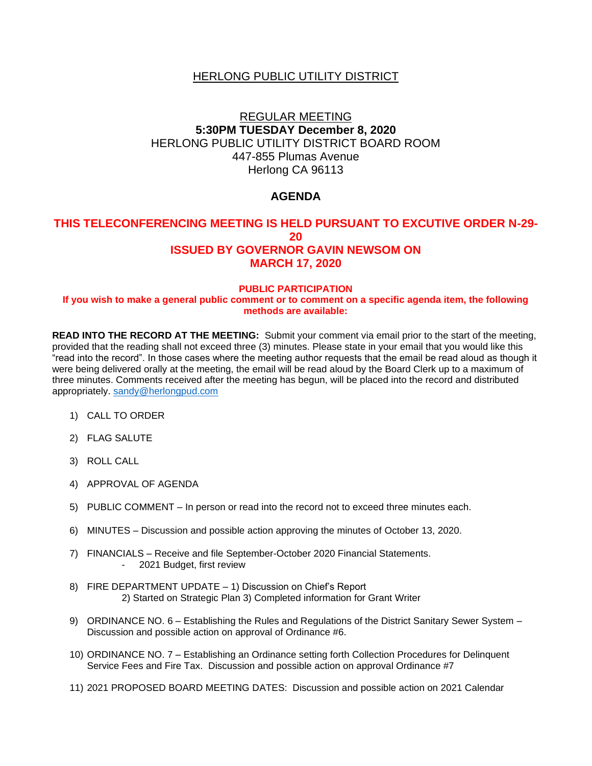# HERLONG PUBLIC UTILITY DISTRICT

## REGULAR MEETING

**5:30PM TUESDAY December 8, 2020**

HERLONG PUBLIC UTILITY DISTRICT BOARD ROOM
447-855 Plumas Avenue
Herlong CA 96113

## AGENDA

**THIS TELECONFERENCING MEETING IS HELD PURSUANT TO EXCUTIVE ORDER N-29-20 ISSUED BY GOVERNOR GAVIN NEWSOM ON MARCH 17, 2020**

**PUBLIC PARTICIPATION**
**If you wish to make a general public comment or to comment on a specific agenda item, the following methods are available:**

**READ INTO THE RECORD AT THE MEETING:** Submit your comment via email prior to the start of the meeting, provided that the reading shall not exceed three (3) minutes. Please state in your email that you would like this "read into the record". In those cases where the meeting author requests that the email be read aloud as though it were being delivered orally at the meeting, the email will be read aloud by the Board Clerk up to a maximum of three minutes. Comments received after the meeting has begun, will be placed into the record and distributed appropriately. sandy@herlongpud.com

1) CALL TO ORDER

2) FLAG SALUTE

3) ROLL CALL

4) APPROVAL OF AGENDA

5) PUBLIC COMMENT – In person or read into the record not to exceed three minutes each.

6) MINUTES – Discussion and possible action approving the minutes of October 13, 2020.

7) FINANCIALS – Receive and file September-October 2020 Financial Statements.
   - 2021 Budget, first review

8) FIRE DEPARTMENT UPDATE – 1) Discussion on Chief's Report
   2) Started on Strategic Plan 3) Completed information for Grant Writer

9) ORDINANCE NO. 6 – Establishing the Rules and Regulations of the District Sanitary Sewer System – Discussion and possible action on approval of Ordinance #6.

10) ORDINANCE NO. 7 – Establishing an Ordinance setting forth Collection Procedures for Delinquent Service Fees and Fire Tax. Discussion and possible action on approval Ordinance #7

11) 2021 PROPOSED BOARD MEETING DATES: Discussion and possible action on 2021 Calendar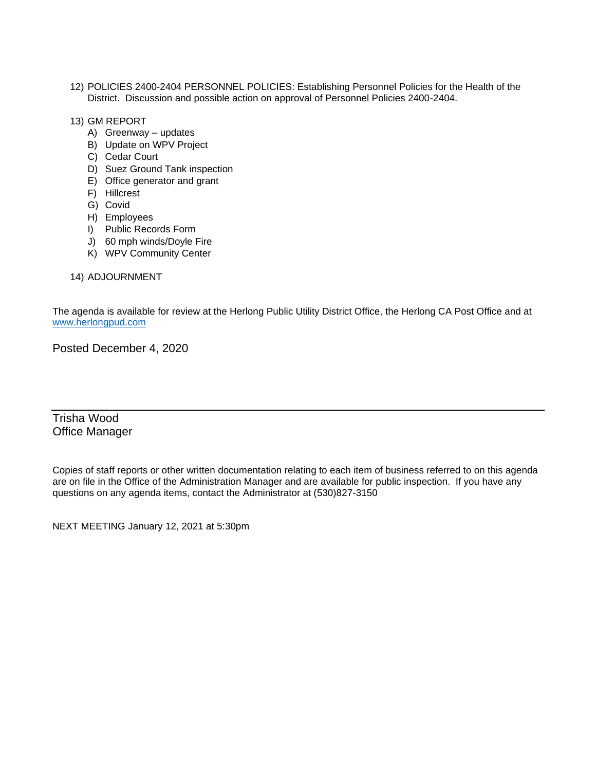12) POLICIES 2400-2404 PERSONNEL POLICIES: Establishing Personnel Policies for the Health of the District. Discussion and possible action on approval of Personnel Policies 2400-2404.

13) GM REPORT
    - A) Greenway – updates
    - B) Update on WPV Project
    - C) Cedar Court
    - D) Suez Ground Tank inspection
    - E) Office generator and grant
    - F) Hillcrest
    - G) Covid
    - H) Employees
    - I) Public Records Form
    - J) 60 mph winds/Doyle Fire
    - K) WPV Community Center

14) ADJOURNMENT

The agenda is available for review at the Herlong Public Utility District Office, the Herlong CA Post Office and at [www.herlongpud.com](www.herlongpud.com)

Posted December 4, 2020

---

Trisha Wood
Office Manager

Copies of staff reports or other written documentation relating to each item of business referred to on this agenda are on file in the Office of the Administration Manager and are available for public inspection. If you have any questions on any agenda items, contact the Administrator at (530)827-3150

NEXT MEETING January 12, 2021 at 5:30pm